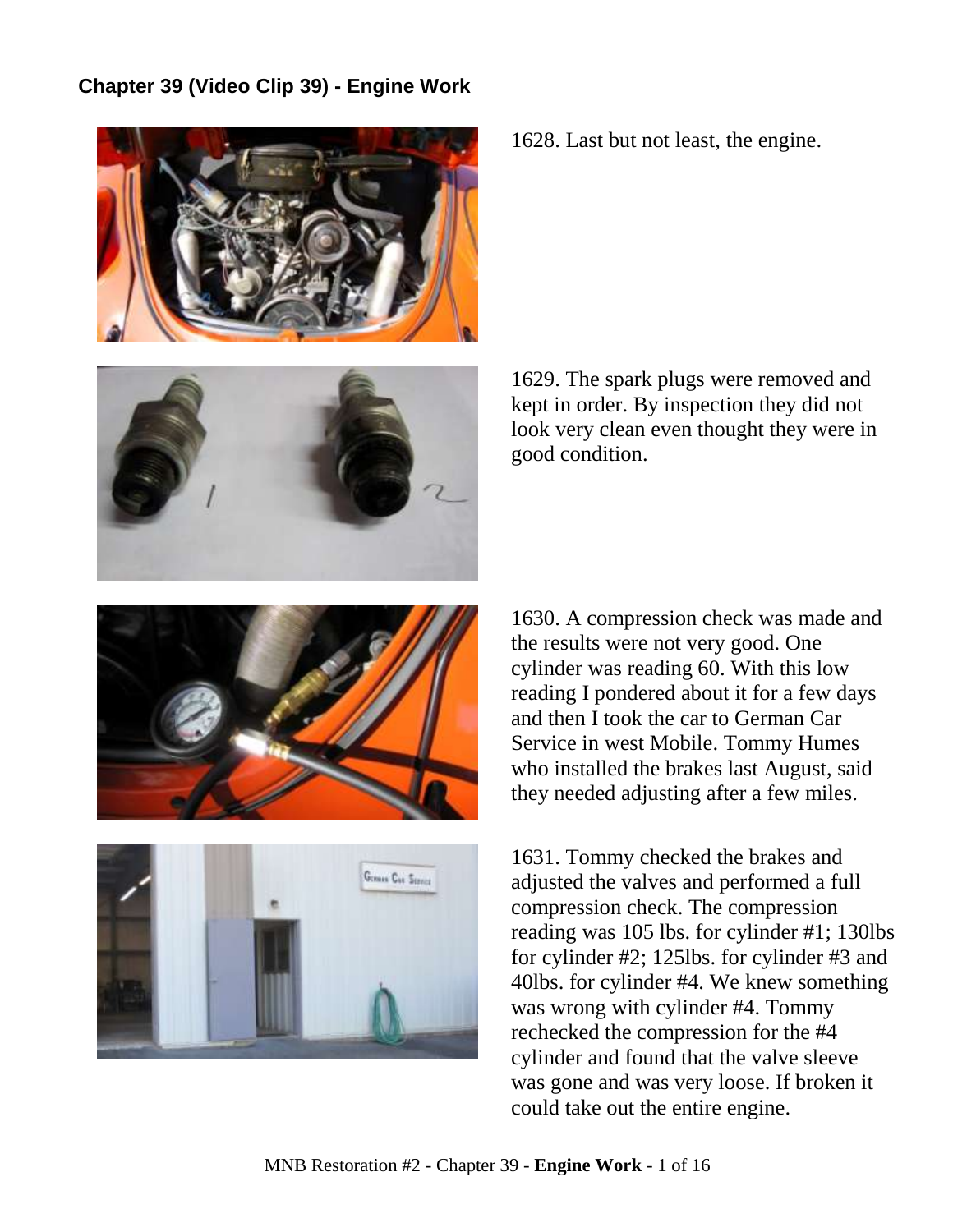## Chapter 39 (Video Clip 39) - Engine Work

1628. Last but not least, the engine.

1629. The spark plugs were removed and kept in order. By inspection they did not look very clean even thought they were in good condition.

1630. A compression check was made and the results were not very good. One cylinder was reading 60. With this low reading I pondered about it for a few days and then I took the car to German Car Service in west Mobile. Tommy Humes who installed the brakes last August, said they needed adjusting after a few miles.

1631. Tommy checked the brakes and adjusted the valves and performed a full compression check. The compression reading was 105 lbs. for cylinder #1; 130lbs for cylinder #2; 125lbs. for cylinder #3 and 40lbs. for cylinder #4. We knew something was wrong with cylinder #4. Tommy rechecked the compression for the #4 cylinder and found that the valve sleeve was gone and was very loose. If broken it could take out the entire engine.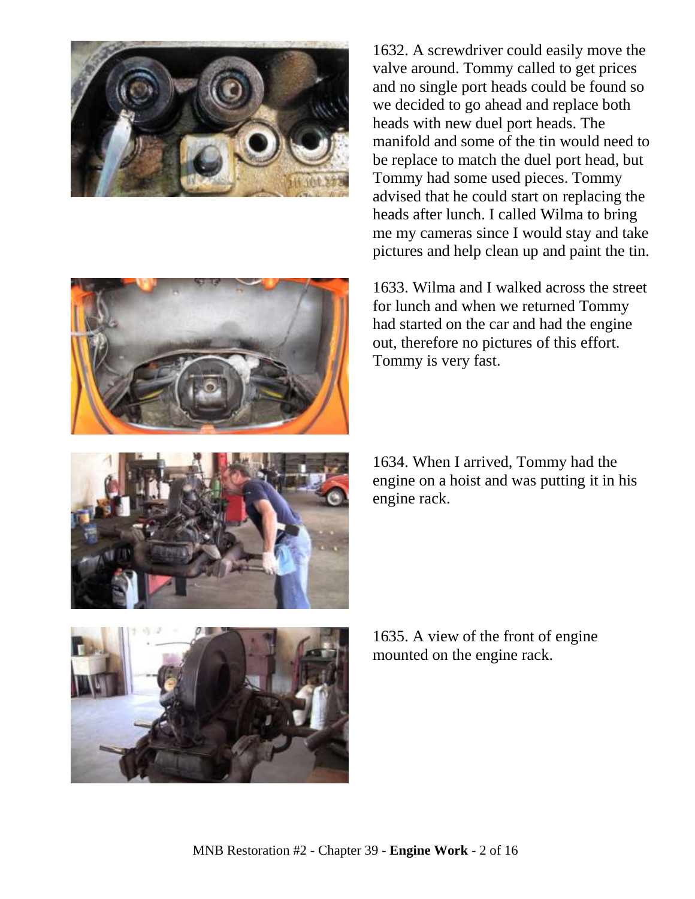1632. A screwdriver could easily move the valve around. Tommy called to get prices and no single port heads could be found so we decided to go ahead and replace both heads with new duel port heads. The manifold and some of the tin would need to be replace to match the duel port head, but Tommy had some used pieces. Tommy advised that he could start on replacing the heads after lunch. I called Wilma to bring me my cameras since I would stay and take pictures and help clean up and paint the tin.

1633. Wilma and I walked across the street for lunch and when we returned Tommy had started on the car and had the engine out, therefore no pictures of this effort. Tommy is very fast.

1634. When I arrived, Tommy had the engine on a hoist and was putting it in his engine rack.

1635. A view of the front of engine mounted on the engine rack.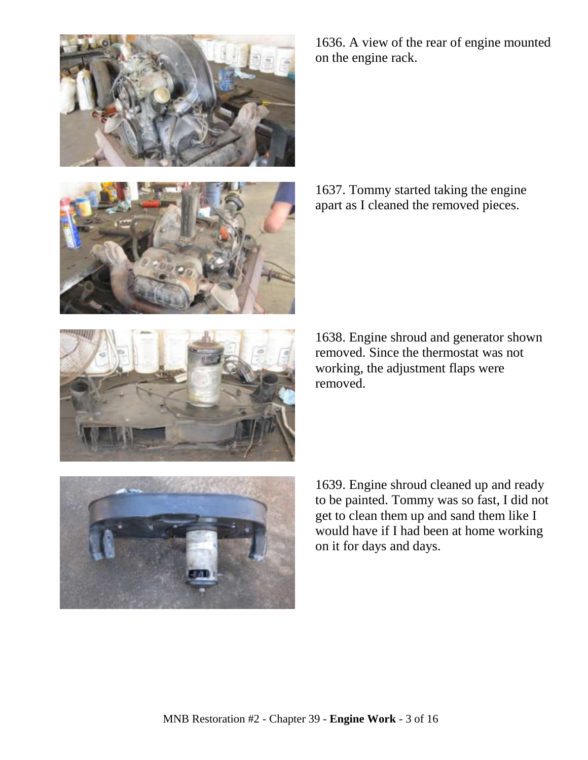1636. A view of the rear of engine mounted on the engine rack.

1637. Tommy started taking the engine apart as I cleaned the removed pieces.

1638. Engine shroud and generator shown removed. Since the thermostat was not working, the adjustment flaps were removed.

1639. Engine shroud cleaned up and ready to be painted. Tommy was so fast, I did not get to clean them up and sand them like I would have if I had been at home working on it for days and days.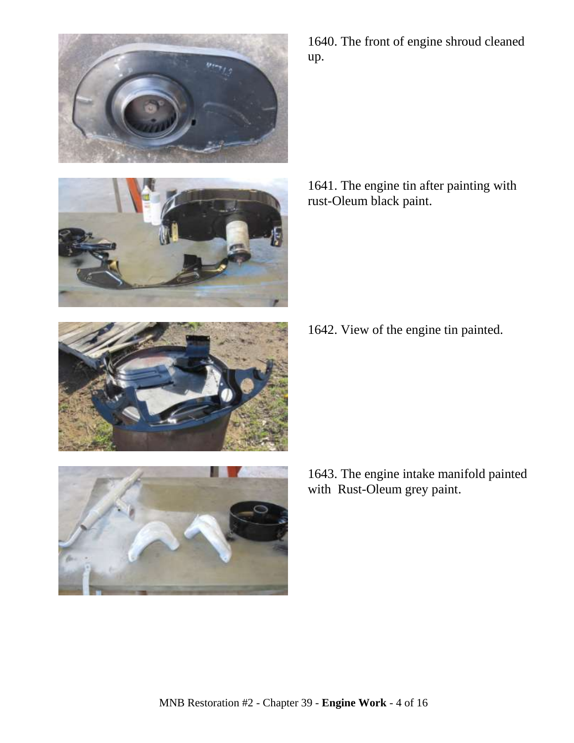1640. The front of engine shroud cleaned up.

1641. The engine tin after painting with rust-Oleum black paint.

1642. View of the engine tin painted.

1643. The engine intake manifold painted with  Rust-Oleum grey paint.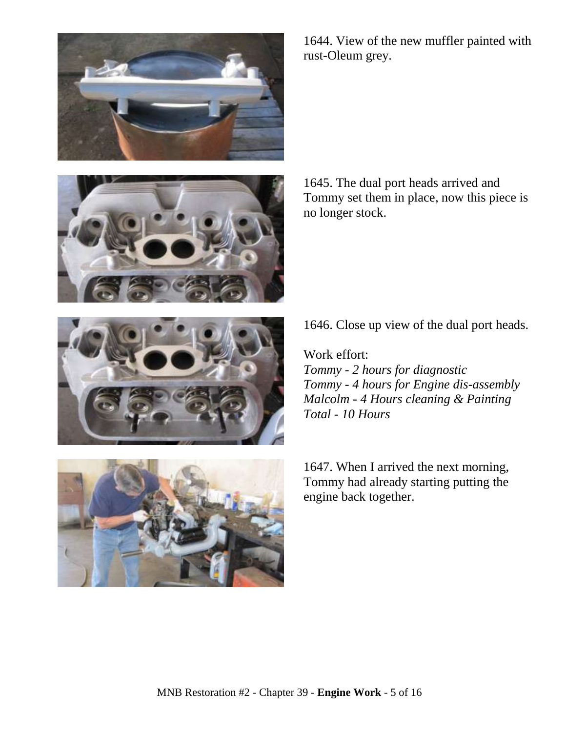1644. View of the new muffler painted with rust-Oleum grey.

1645. The dual port heads arrived and Tommy set them in place, now this piece is no longer stock.

1646. Close up view of the dual port heads.

Work effort:
*Tommy - 2 hours for diagnostic*
*Tommy - 4 hours for Engine dis-assembly*
*Malcolm - 4 Hours cleaning & Painting*
*Total - 10 Hours*

1647. When I arrived the next morning, Tommy had already starting putting the engine back together.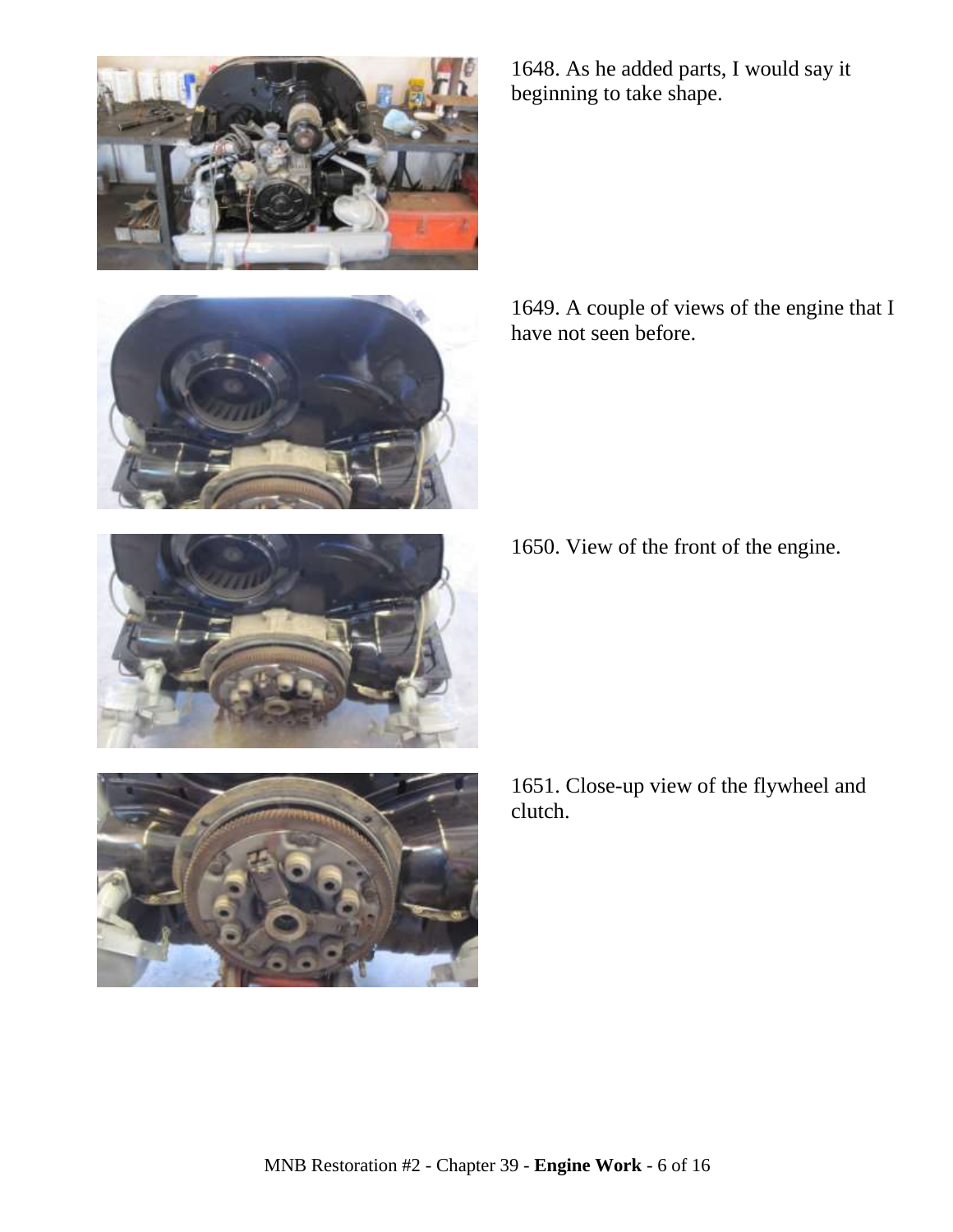1648. As he added parts, I would say it beginning to take shape.

1649. A couple of views of the engine that I have not seen before.

1650. View of the front of the engine.

1651. Close-up view of the flywheel and clutch.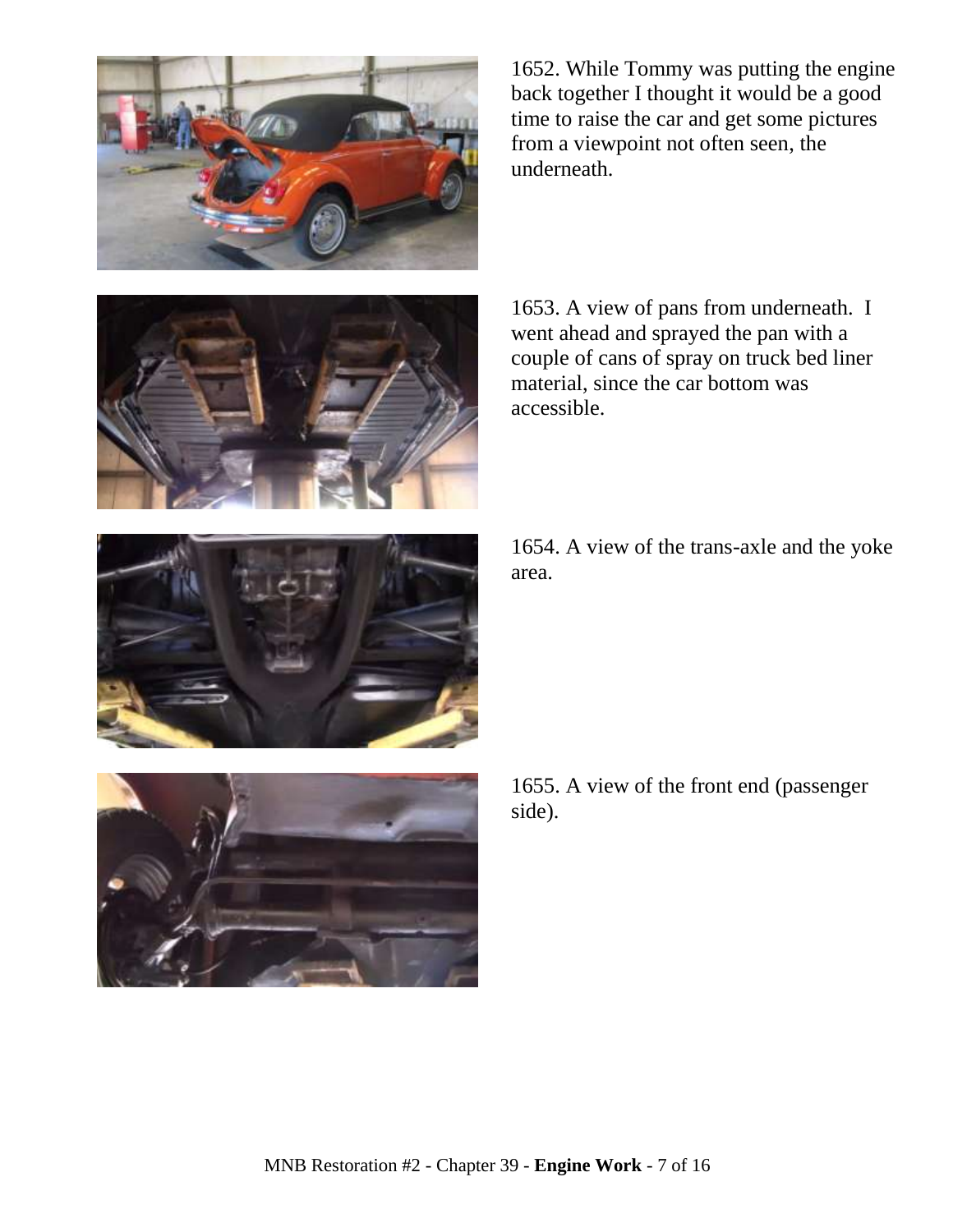1652. While Tommy was putting the engine back together I thought it would be a good time to raise the car and get some pictures from a viewpoint not often seen, the underneath.

1653. A view of pans from underneath. I went ahead and sprayed the pan with a couple of cans of spray on truck bed liner material, since the car bottom was accessible.

1654. A view of the trans-axle and the yoke area.

1655. A view of the front end (passenger side).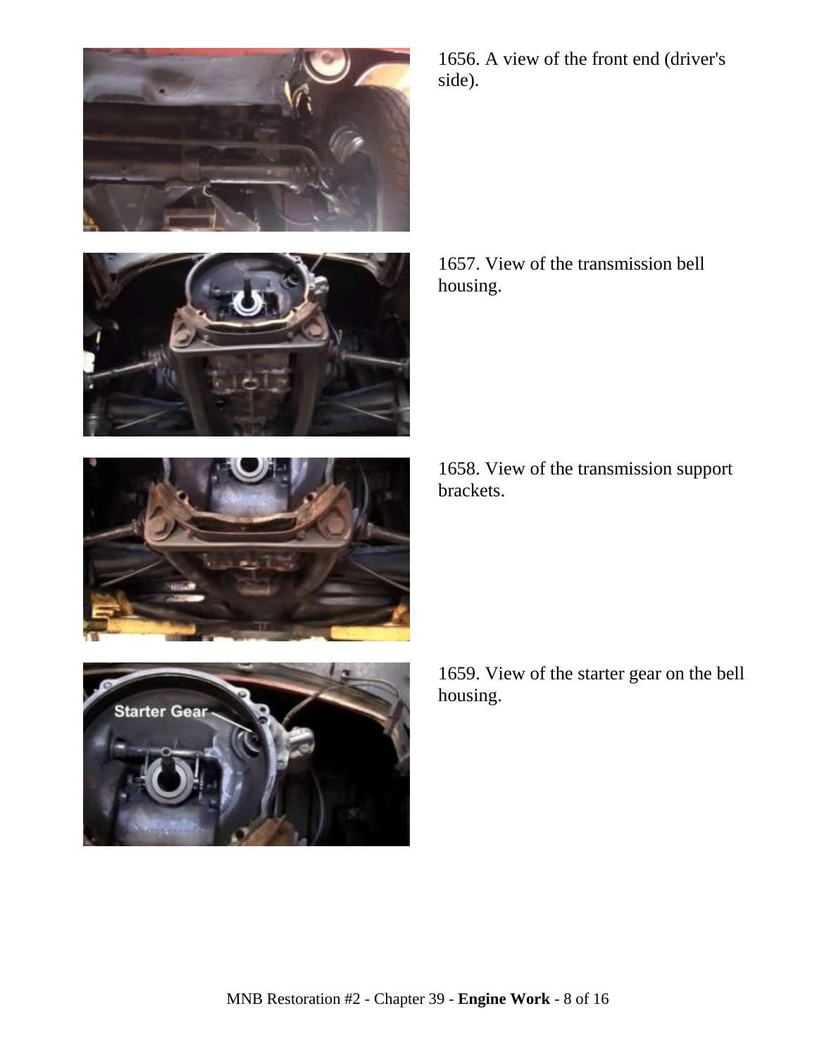1656. A view of the front end (driver's side).

1657. View of the transmission bell housing.

1658. View of the transmission support brackets.

1659. View of the starter gear on the bell housing.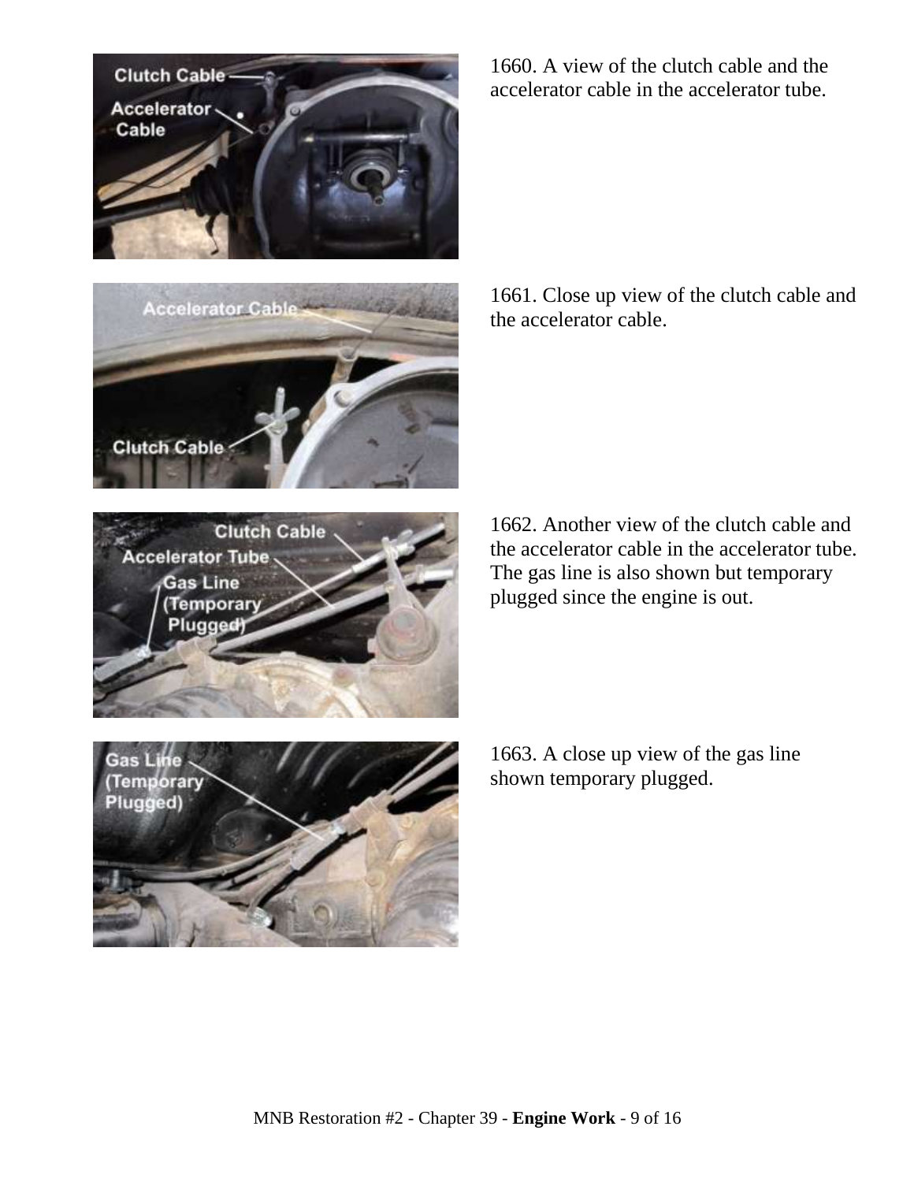1660. A view of the clutch cable and the accelerator cable in the accelerator tube.

1661. Close up view of the clutch cable and the accelerator cable.

1662. Another view of the clutch cable and the accelerator cable in the accelerator tube. The gas line is also shown but temporary plugged since the engine is out.

1663. A close up view of the gas line shown temporary plugged.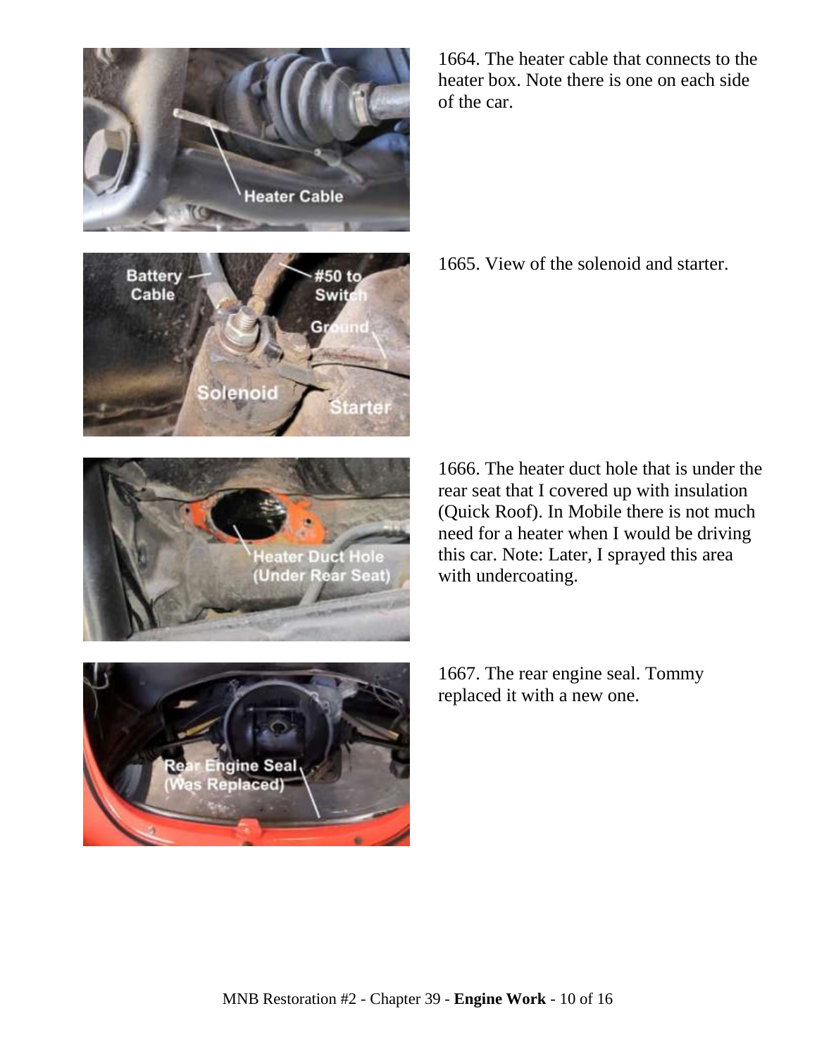1664. The heater cable that connects to the heater box. Note there is one on each side of the car.

1665. View of the solenoid and starter.

1666. The heater duct hole that is under the rear seat that I covered up with insulation (Quick Roof). In Mobile there is not much need for a heater when I would be driving this car. Note: Later, I sprayed this area with undercoating.

1667. The rear engine seal. Tommy replaced it with a new one.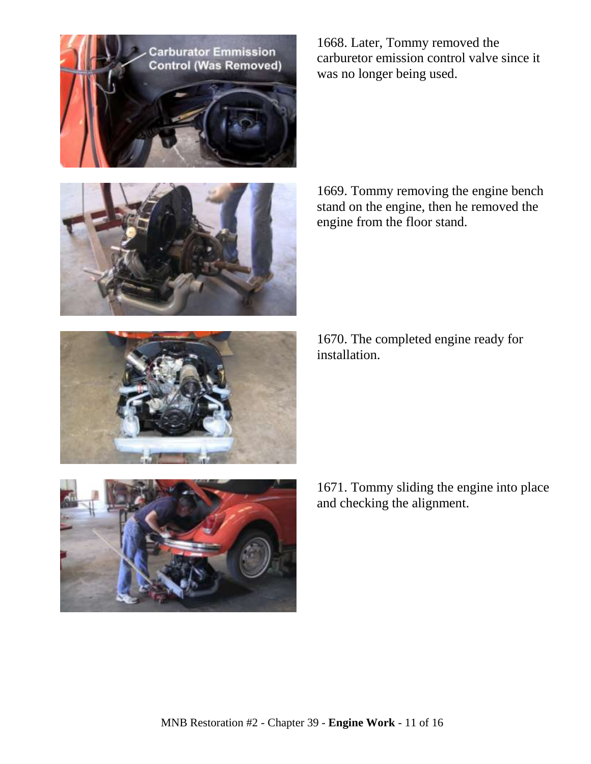1668. Later, Tommy removed the carburetor emission control valve since it was no longer being used.

1669. Tommy removing the engine bench stand on the engine, then he removed the engine from the floor stand.

1670. The completed engine ready for installation.

1671. Tommy sliding the engine into place and checking the alignment.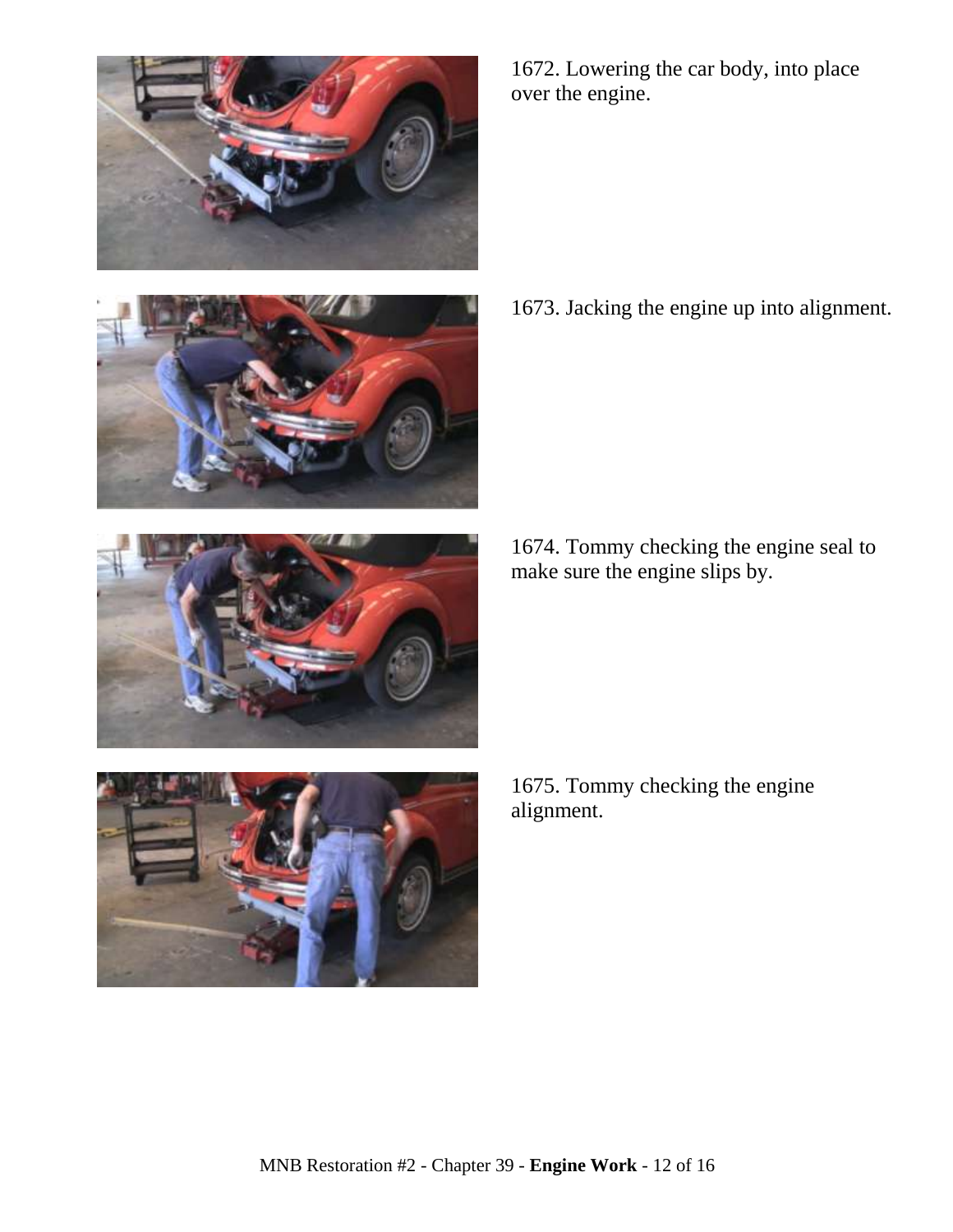1672. Lowering the car body, into place over the engine.

1673. Jacking the engine up into alignment.

1674. Tommy checking the engine seal to make sure the engine slips by.

1675. Tommy checking the engine alignment.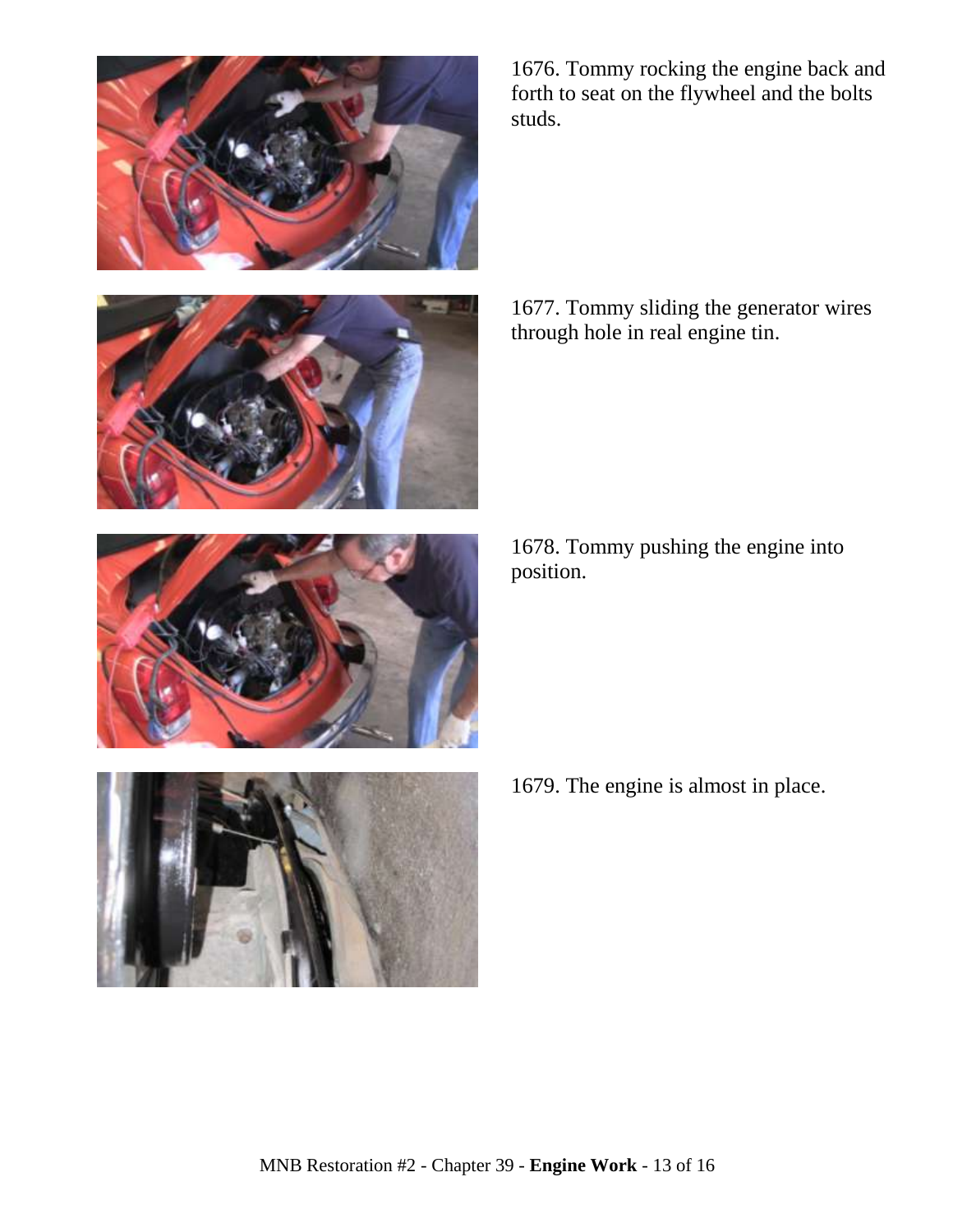1676. Tommy rocking the engine back and forth to seat on the flywheel and the bolts studs.

1677. Tommy sliding the generator wires through hole in real engine tin.

1678. Tommy pushing the engine into position.

1679. The engine is almost in place.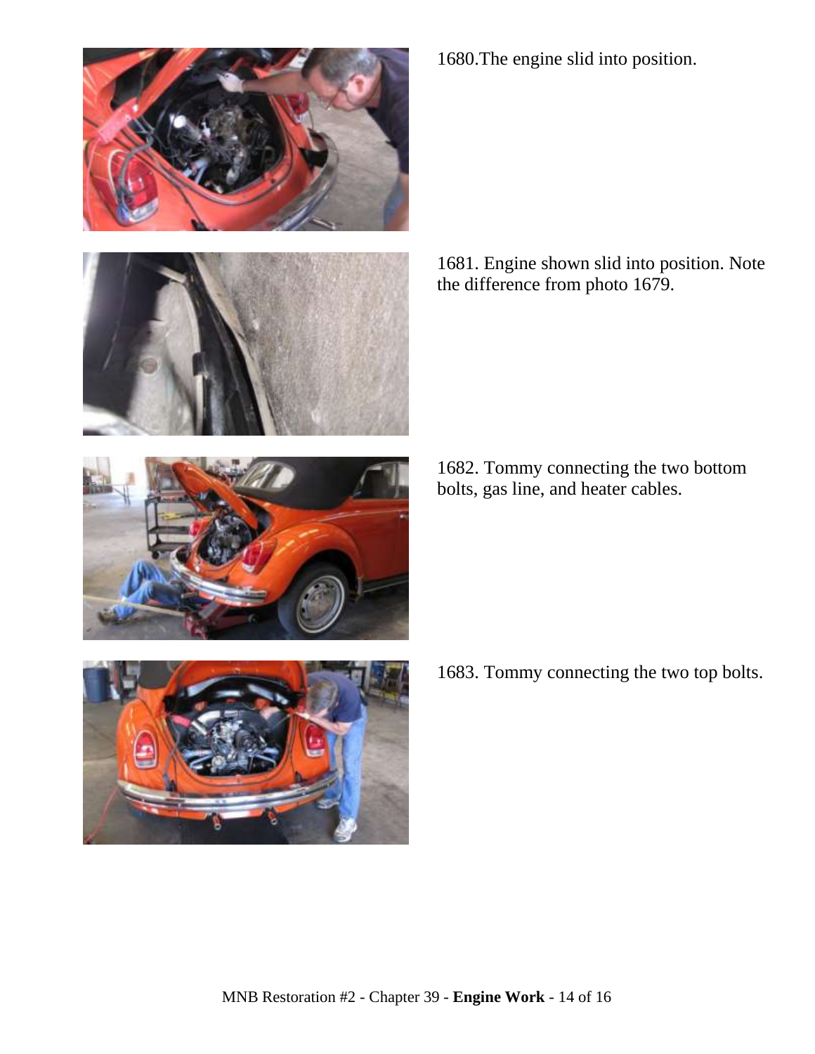1680.The engine slid into position.

1681. Engine shown slid into position. Note the difference from photo 1679.

1682. Tommy connecting the two bottom bolts, gas line, and heater cables.

1683. Tommy connecting the two top bolts.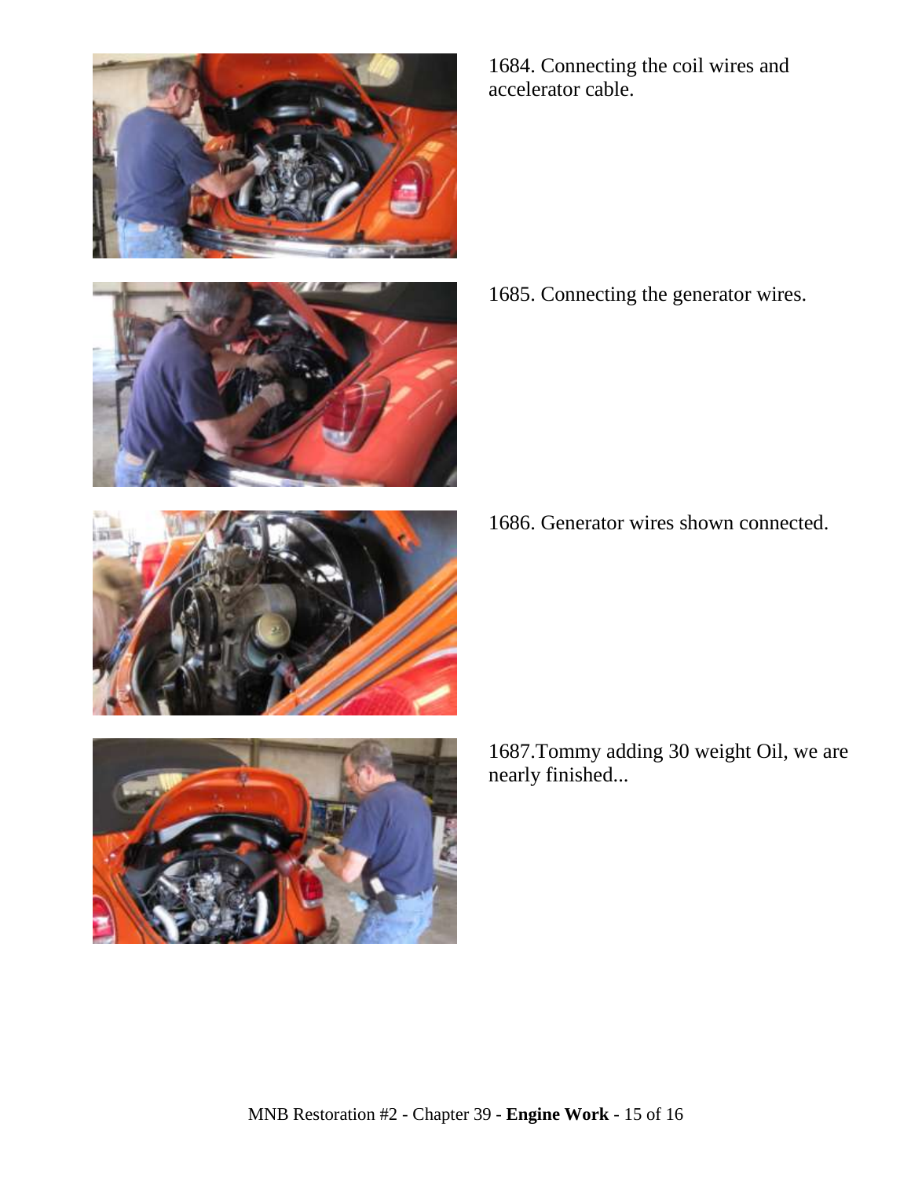1684. Connecting the coil wires and accelerator cable.

1685. Connecting the generator wires.

1686. Generator wires shown connected.

1687.Tommy adding 30 weight Oil, we are nearly finished...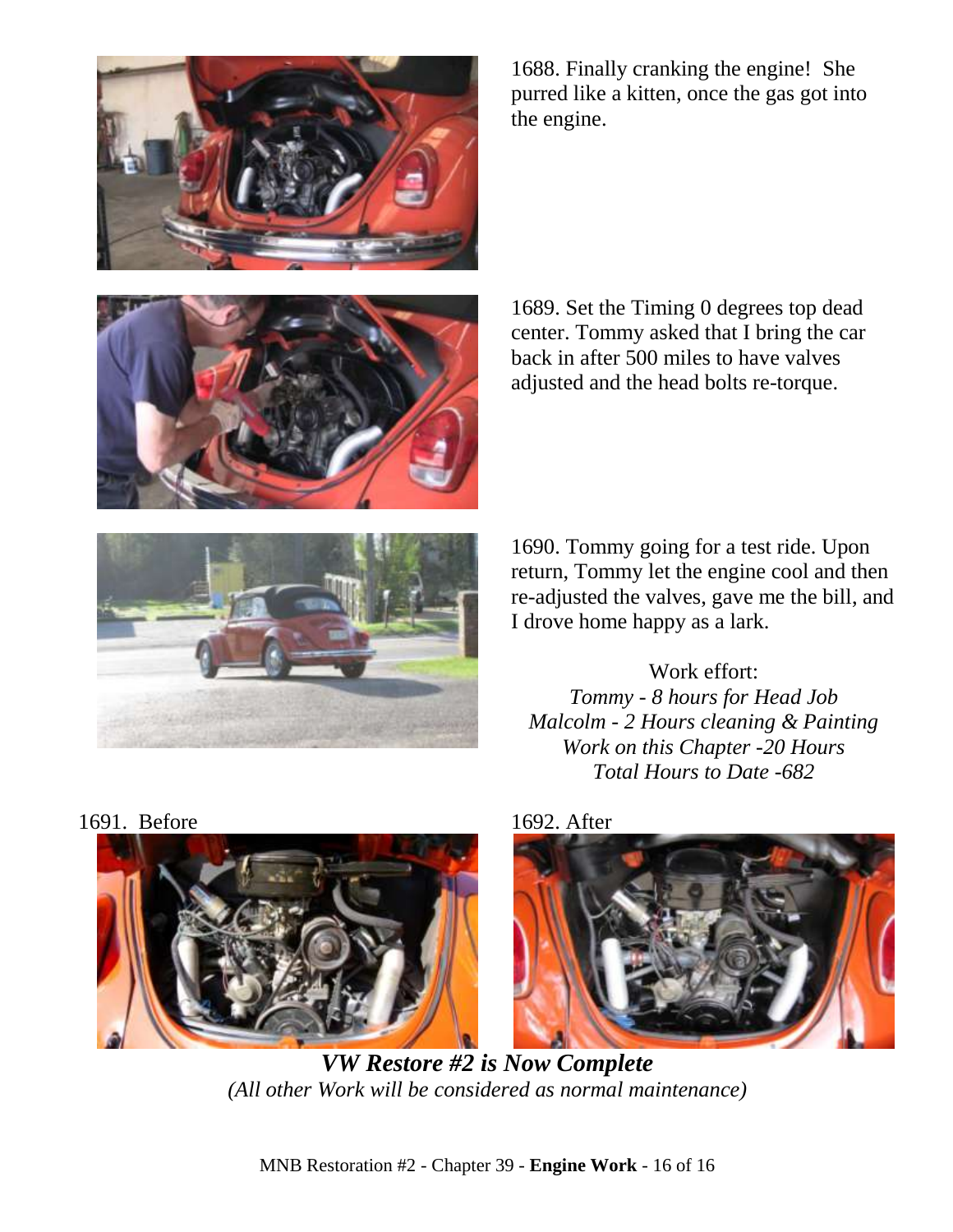1688. Finally cranking the engine! She purred like a kitten, once the gas got into the engine.

1689. Set the Timing 0 degrees top dead center. Tommy asked that I bring the car back in after 500 miles to have valves adjusted and the head bolts re-torque.

1690. Tommy going for a test ride. Upon return, Tommy let the engine cool and then re-adjusted the valves, gave me the bill, and I drove home happy as a lark.

Work effort:
*Tommy - 8 hours for Head Job*
*Malcolm - 2 Hours cleaning & Painting*
*Work on this Chapter -20 Hours*
*Total Hours to Date -682*

1691. Before

1692. After

***VW Restore #2 is Now Complete***
*(All other Work will be considered as normal maintenance)*